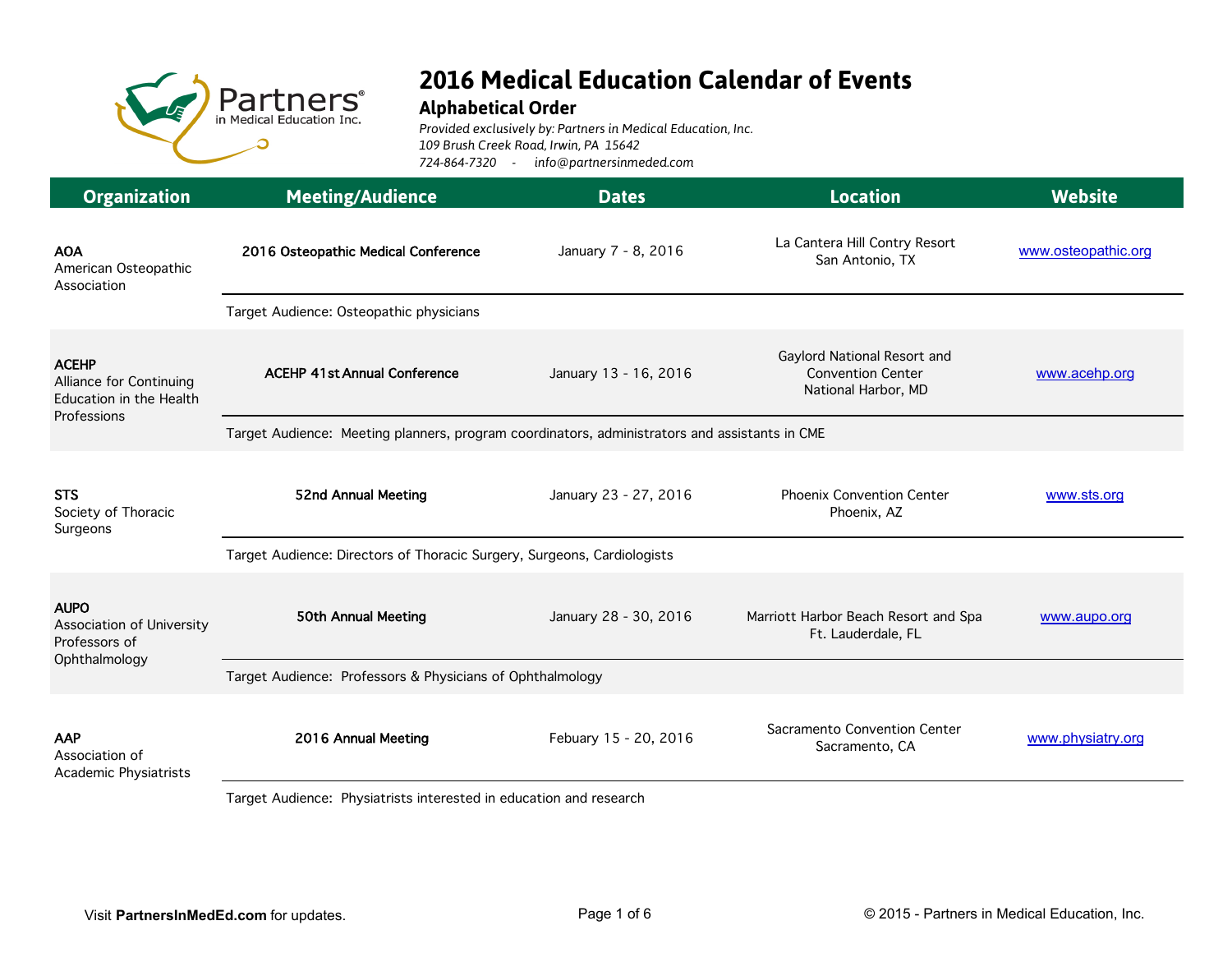# 2016 Medical Education Calendar of Events

## Alphabetical Order

*Provided exclusively by: Partners in Medical Education, Inc.*
*109 Brush Creek Road, Irwin, PA 15642*
*724-864-7320 - info@partnersinmeded.com*

| Organization | Meeting/Audience | Dates | Location | Website |
|---|---|---|---|---|
| **AOA** American Osteopathic Association | **2016 Osteopathic Medical Conference** | January 7 - 8, 2016 | La Cantera Hill Contry Resort San Antonio, TX | www.osteopathic.org |
| | Target Audience: Osteopathic physicians | | | |
| **ACEHP** Alliance for Continuing Education in the Health Professions | **ACEHP 41st Annual Conference** | January 13 - 16, 2016 | Gaylord National Resort and Convention Center National Harbor, MD | www.acehp.org |
| | Target Audience: Meeting planners, program coordinators, administrators and assistants in CME | | | |
| **STS** Society of Thoracic Surgeons | **52nd Annual Meeting** | January 23 - 27, 2016 | Phoenix Convention Center Phoenix, AZ | www.sts.org |
| | Target Audience: Directors of Thoracic Surgery, Surgeons, Cardiologists | | | |
| **AUPO** Association of University Professors of Ophthalmology | **50th Annual Meeting** | January 28 - 30, 2016 | Marriott Harbor Beach Resort and Spa Ft. Lauderdale, FL | www.aupo.org |
| | Target Audience: Professors & Physicians of Ophthalmology | | | |
| **AAP** Association of Academic Physiatrists | **2016 Annual Meeting** | Febuary 15 - 20, 2016 | Sacramento Convention Center Sacramento, CA | www.physiatry.org |
| | Target Audience: Physiatrists interested in education and research | | | |

Visit **PartnersInMedEd.com** for updates.

© 2015 - Partners in Medical Education, Inc.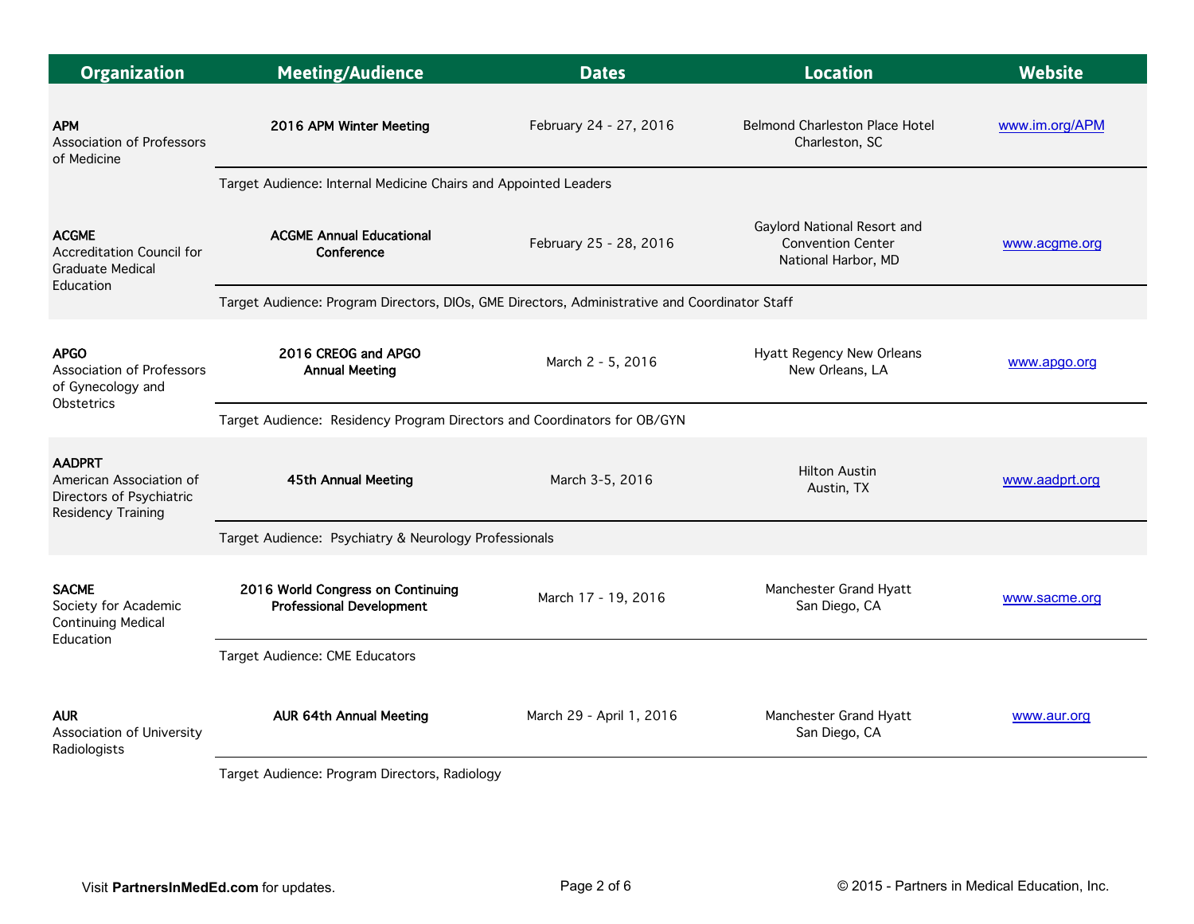| Organization | Meeting/Audience | Dates | Location | Website |
|---|---|---|---|---|
| **APM** Association of Professors of Medicine | **2016 APM Winter Meeting** | February 24 - 27, 2016 | Belmond Charleston Place Hotel Charleston, SC | www.im.org/APM |
| | Target Audience: Internal Medicine Chairs and Appointed Leaders | | | |
| **ACGME** Accreditation Council for Graduate Medical Education | **ACGME Annual Educational Conference** | February 25 - 28, 2016 | Gaylord National Resort and Convention Center National Harbor, MD | www.acgme.org |
| | Target Audience: Program Directors, DIOs, GME Directors, Administrative and Coordinator Staff | | | |
| **APGO** Association of Professors of Gynecology and Obstetrics | **2016 CREOG and APGO Annual Meeting** | March 2 - 5, 2016 | Hyatt Regency New Orleans New Orleans, LA | www.apgo.org |
| | Target Audience: Residency Program Directors and Coordinators for OB/GYN | | | |
| **AADPRT** American Association of Directors of Psychiatric Residency Training | **45th Annual Meeting** | March 3-5, 2016 | Hilton Austin Austin, TX | www.aadprt.org |
| | Target Audience: Psychiatry & Neurology Professionals | | | |
| **SACME** Society for Academic Continuing Medical Education | **2016 World Congress on Continuing Professional Development** | March 17 - 19, 2016 | Manchester Grand Hyatt San Diego, CA | www.sacme.org |
| | Target Audience: CME Educators | | | |
| **AUR** Association of University Radiologists | **AUR 64th Annual Meeting** | March 29 - April 1, 2016 | Manchester Grand Hyatt San Diego, CA | www.aur.org |
| | Target Audience: Program Directors, Radiology | | | |

Visit **PartnersInMedEd.com** for updates.

© 2015 - Partners in Medical Education, Inc.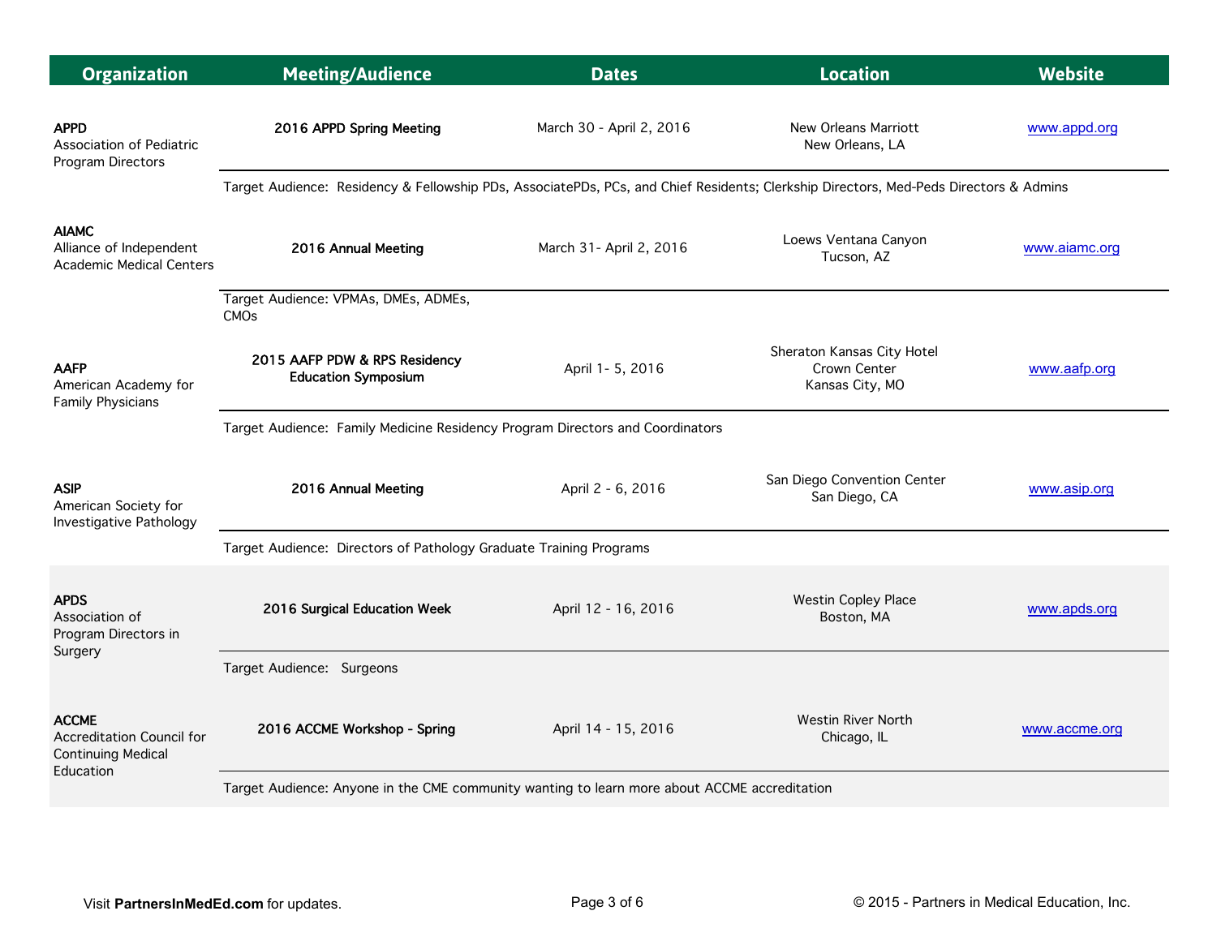| Organization | Meeting/Audience | Dates | Location | Website |
|---|---|---|---|---|
| **APPD** Association of Pediatric Program Directors | **2016 APPD Spring Meeting** | March 30 - April 2, 2016 | New Orleans Marriott New Orleans, LA | www.appd.org |
| | Target Audience: Residency & Fellowship PDs, AssociatePDs, PCs, and Chief Residents; Clerkship Directors, Med-Peds Directors & Admins | | | |
| **AIAMC** Alliance of Independent Academic Medical Centers | **2016 Annual Meeting** | March 31- April 2, 2016 | Loews Ventana Canyon Tucson, AZ | www.aiamc.org |
| | Target Audience: VPMAs, DMEs, ADMEs, CMOs | | | |
| **AAFP** American Academy for Family Physicians | **2015 AAFP PDW & RPS Residency Education Symposium** | April 1- 5, 2016 | Sheraton Kansas City Hotel Crown Center Kansas City, MO | www.aafp.org |
| | Target Audience: Family Medicine Residency Program Directors and Coordinators | | | |
| **ASIP** American Society for Investigative Pathology | **2016 Annual Meeting** | April 2 - 6, 2016 | San Diego Convention Center San Diego, CA | www.asip.org |
| | Target Audience: Directors of Pathology Graduate Training Programs | | | |
| **APDS** Association of Program Directors in Surgery | **2016 Surgical Education Week** | April 12 - 16, 2016 | Westin Copley Place Boston, MA | www.apds.org |
| | Target Audience: Surgeons | | | |
| **ACCME** Accreditation Council for Continuing Medical Education | **2016 ACCME Workshop - Spring** | April 14 - 15, 2016 | Westin River North Chicago, IL | www.accme.org |
| | Target Audience: Anyone in the CME community wanting to learn more about ACCME accreditation | | | |

Visit **PartnersInMedEd.com** for updates.

© 2015 - Partners in Medical Education, Inc.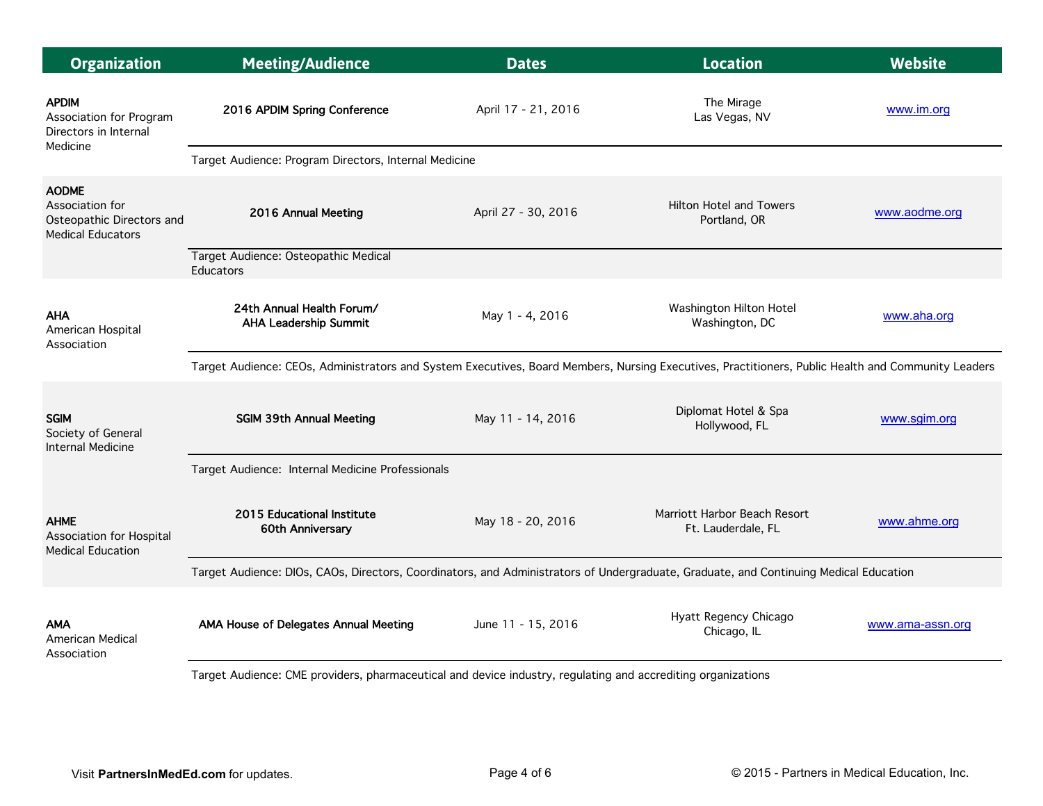| Organization | Meeting/Audience | Dates | Location | Website |
|---|---|---|---|---|
| **APDIM** Association for Program Directors in Internal Medicine | **2016 APDIM Spring Conference** | April 17 - 21, 2016 | The Mirage Las Vegas, NV | www.im.org |
| | Target Audience: Program Directors, Internal Medicine | | | |
| **AODME** Association for Osteopathic Directors and Medical Educators | **2016 Annual Meeting** | April 27 - 30, 2016 | Hilton Hotel and Towers Portland, OR | www.aodme.org |
| | Target Audience: Osteopathic Medical Educators | | | |
| **AHA** American Hospital Association | **24th Annual Health Forum/ AHA Leadership Summit** | May 1 - 4, 2016 | Washington Hilton Hotel Washington, DC | www.aha.org |
| | Target Audience: CEOs, Administrators and System Executives, Board Members, Nursing Executives, Practitioners, Public Health and Community Leaders | | | |
| **SGIM** Society of General Internal Medicine | **SGIM 39th Annual Meeting** | May 11 - 14, 2016 | Diplomat Hotel & Spa Hollywood, FL | www.sgim.org |
| | Target Audience: Internal Medicine Professionals | | | |
| **AHME** Association for Hospital Medical Education | **2015 Educational Institute 60th Anniversary** | May 18 - 20, 2016 | Marriott Harbor Beach Resort Ft. Lauderdale, FL | www.ahme.org |
| | Target Audience: DIOs, CAOs, Directors, Coordinators, and Administrators of Undergraduate, Graduate, and Continuing Medical Education | | | |
| **AMA** American Medical Association | **AMA House of Delegates Annual Meeting** | June 11 - 15, 2016 | Hyatt Regency Chicago Chicago, IL | www.ama-assn.org |
| | Target Audience: CME providers, pharmaceutical and device industry, regulating and accrediting organizations | | | |

Visit **PartnersInMedEd.com** for updates.

© 2015 - Partners in Medical Education, Inc.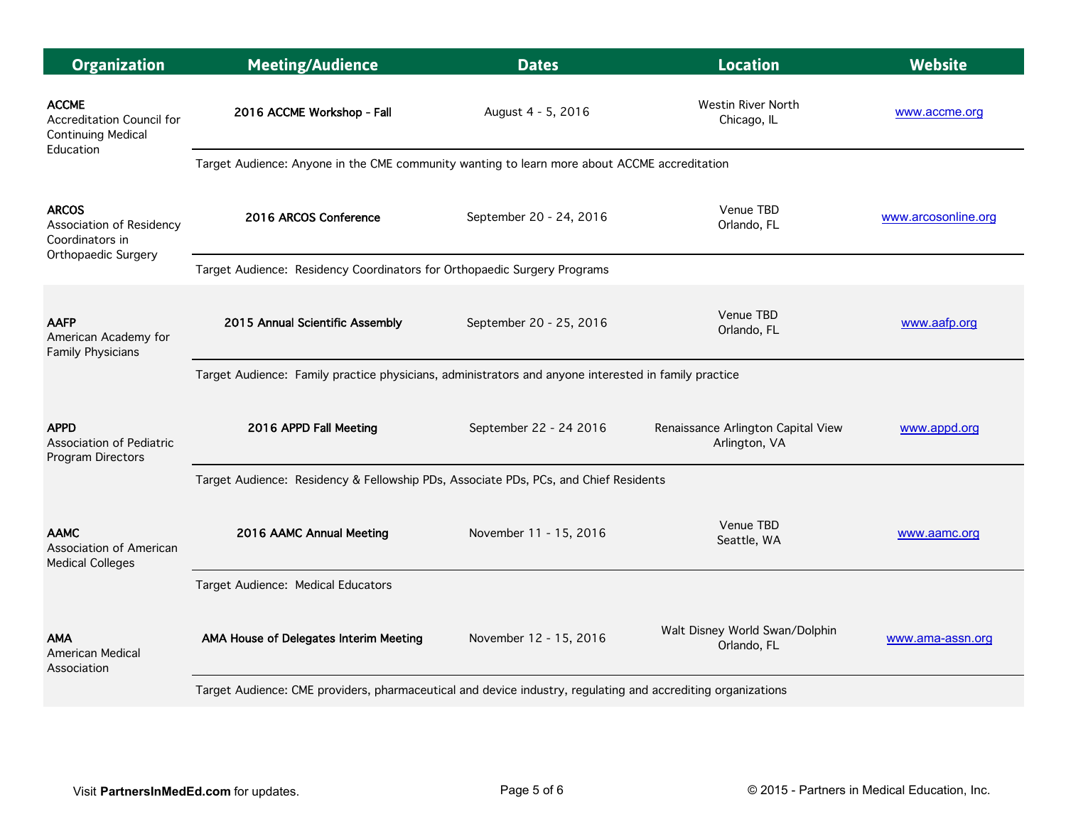| Organization | Meeting/Audience | Dates | Location | Website |
|---|---|---|---|---|
| **ACCME** Accreditation Council for Continuing Medical Education | **2016 ACCME Workshop - Fall** | August 4 - 5, 2016 | Westin River North Chicago, IL | www.accme.org |
| | Target Audience: Anyone in the CME community wanting to learn more about ACCME accreditation | | | |
| **ARCOS** Association of Residency Coordinators in Orthopaedic Surgery | **2016 ARCOS Conference** | September 20 - 24, 2016 | Venue TBD Orlando, FL | www.arcosonline.org |
| | Target Audience: Residency Coordinators for Orthopaedic Surgery Programs | | | |
| **AAFP** American Academy for Family Physicians | **2015 Annual Scientific Assembly** | September 20 - 25, 2016 | Venue TBD Orlando, FL | www.aafp.org |
| | Target Audience: Family practice physicians, administrators and anyone interested in family practice | | | |
| **APPD** Association of Pediatric Program Directors | **2016 APPD Fall Meeting** | September 22 - 24 2016 | Renaissance Arlington Capital View Arlington, VA | www.appd.org |
| | Target Audience: Residency & Fellowship PDs, Associate PDs, PCs, and Chief Residents | | | |
| **AAMC** Association of American Medical Colleges | **2016 AAMC Annual Meeting** | November 11 - 15, 2016 | Venue TBD Seattle, WA | www.aamc.org |
| | Target Audience: Medical Educators | | | |
| **AMA** American Medical Association | **AMA House of Delegates Interim Meeting** | November 12 - 15, 2016 | Walt Disney World Swan/Dolphin Orlando, FL | www.ama-assn.org |
| | Target Audience: CME providers, pharmaceutical and device industry, regulating and accrediting organizations | | | |

Visit **PartnersInMedEd.com** for updates.

© 2015 - Partners in Medical Education, Inc.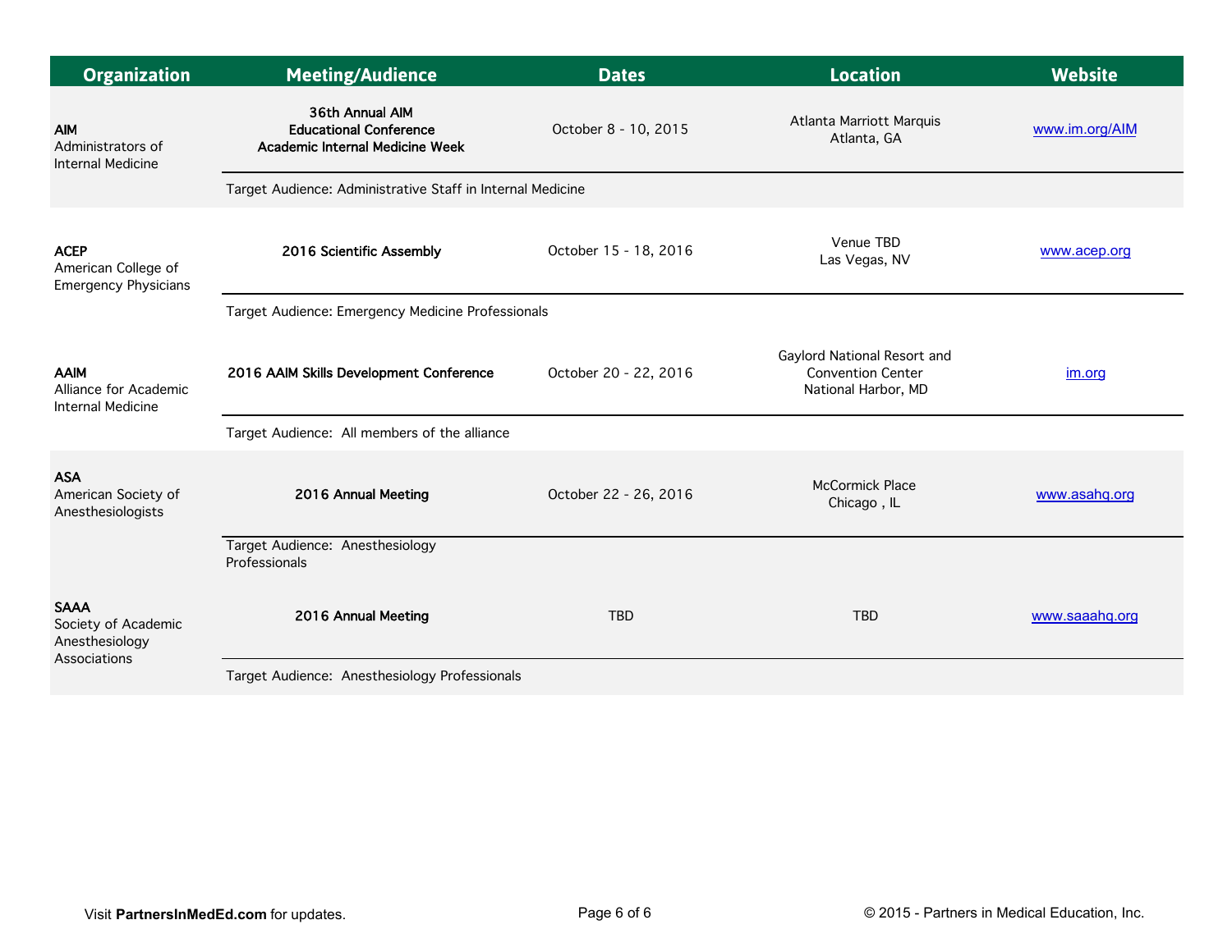| Organization | Meeting/Audience | Dates | Location | Website |
| --- | --- | --- | --- | --- |
| **AIM** Administrators of Internal Medicine | **36th Annual AIM Educational Conference Academic Internal Medicine Week** | October 8 - 10, 2015 | Atlanta Marriott Marquis Atlanta, GA | www.im.org/AIM |
| | Target Audience: Administrative Staff in Internal Medicine | | | |
| **ACEP** American College of Emergency Physicians | **2016 Scientific Assembly** | October 15 - 18, 2016 | Venue TBD Las Vegas, NV | www.acep.org |
| | Target Audience: Emergency Medicine Professionals | | | |
| **AAIM** Alliance for Academic Internal Medicine | **2016 AAIM Skills Development Conference** | October 20 - 22, 2016 | Gaylord National Resort and Convention Center National Harbor, MD | im.org |
| | Target Audience: All members of the alliance | | | |
| **ASA** American Society of Anesthesiologists | **2016 Annual Meeting** | October 22 - 26, 2016 | McCormick Place Chicago , IL | www.asahq.org |
| | Target Audience: Anesthesiology Professionals | | | |
| **SAAA** Society of Academic Anesthesiology Associations | **2016 Annual Meeting** | TBD | TBD | www.saaahq.org |
| | Target Audience: Anesthesiology Professionals | | | |

Visit **PartnersInMedEd.com** for updates.

© 2015 - Partners in Medical Education, Inc.